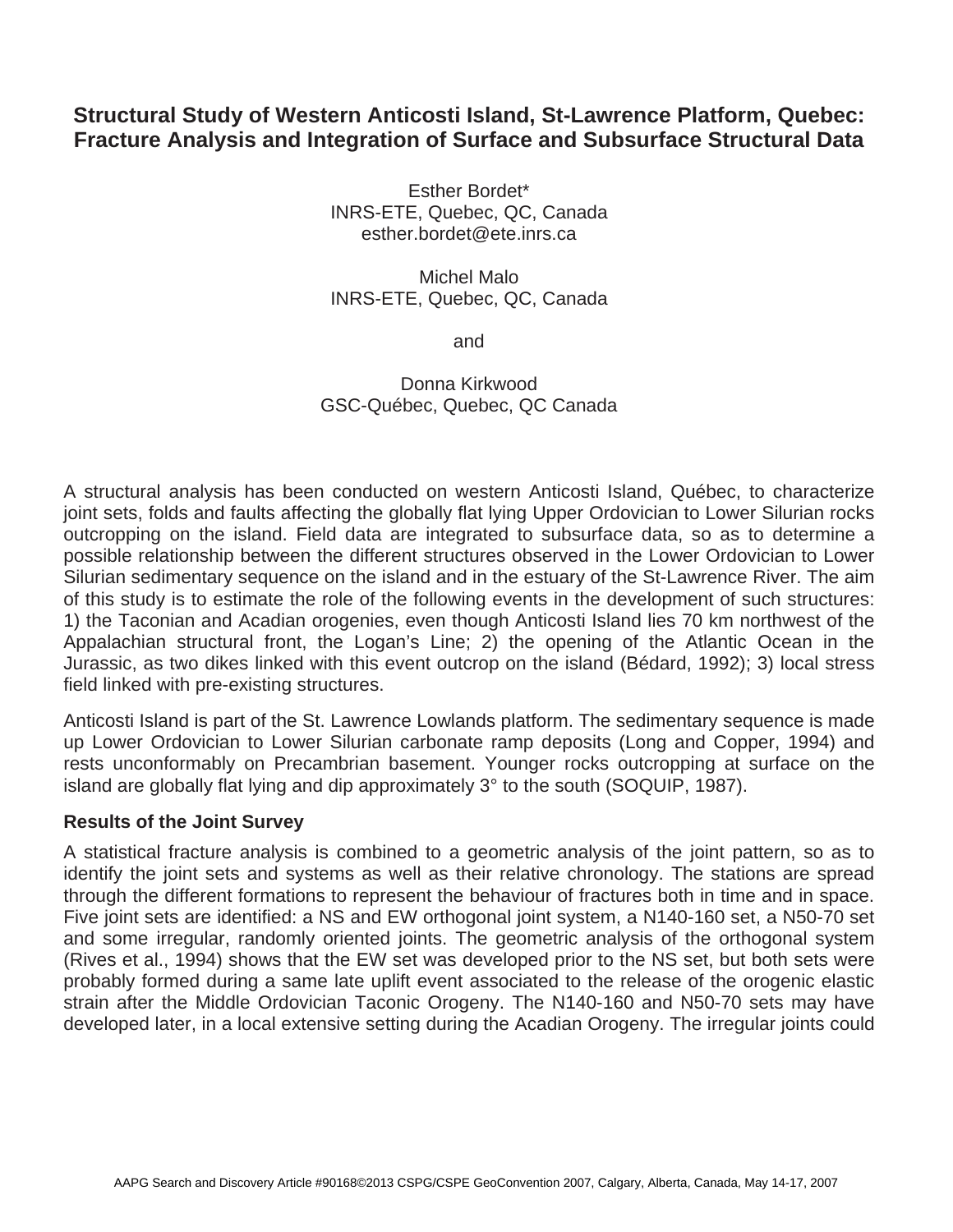# Structural Study of Western Anticosti Island, St-Lawrence Platform, Quebec: Fracture Analysis and Integration of Surface and Subsurface Structural Data

Esther Bordet*
INRS-ETE, Quebec, QC, Canada
esther.bordet@ete.inrs.ca

Michel Malo
INRS-ETE, Quebec, QC, Canada

and

Donna Kirkwood
GSC-Québec, Quebec, QC Canada

A structural analysis has been conducted on western Anticosti Island, Québec, to characterize joint sets, folds and faults affecting the globally flat lying Upper Ordovician to Lower Silurian rocks outcropping on the island. Field data are integrated to subsurface data, so as to determine a possible relationship between the different structures observed in the Lower Ordovician to Lower Silurian sedimentary sequence on the island and in the estuary of the St-Lawrence River. The aim of this study is to estimate the role of the following events in the development of such structures: 1) the Taconian and Acadian orogenies, even though Anticosti Island lies 70 km northwest of the Appalachian structural front, the Logan's Line; 2) the opening of the Atlantic Ocean in the Jurassic, as two dikes linked with this event outcrop on the island (Bédard, 1992); 3) local stress field linked with pre-existing structures.

Anticosti Island is part of the St. Lawrence Lowlands platform. The sedimentary sequence is made up Lower Ordovician to Lower Silurian carbonate ramp deposits (Long and Copper, 1994) and rests unconformably on Precambrian basement. Younger rocks outcropping at surface on the island are globally flat lying and dip approximately 3° to the south (SOQUIP, 1987).

### Results of the Joint Survey

A statistical fracture analysis is combined to a geometric analysis of the joint pattern, so as to identify the joint sets and systems as well as their relative chronology. The stations are spread through the different formations to represent the behaviour of fractures both in time and in space. Five joint sets are identified: a NS and EW orthogonal joint system, a N140-160 set, a N50-70 set and some irregular, randomly oriented joints. The geometric analysis of the orthogonal system (Rives et al., 1994) shows that the EW set was developed prior to the NS set, but both sets were probably formed during a same late uplift event associated to the release of the orogenic elastic strain after the Middle Ordovician Taconic Orogeny. The N140-160 and N50-70 sets may have developed later, in a local extensive setting during the Acadian Orogeny. The irregular joints could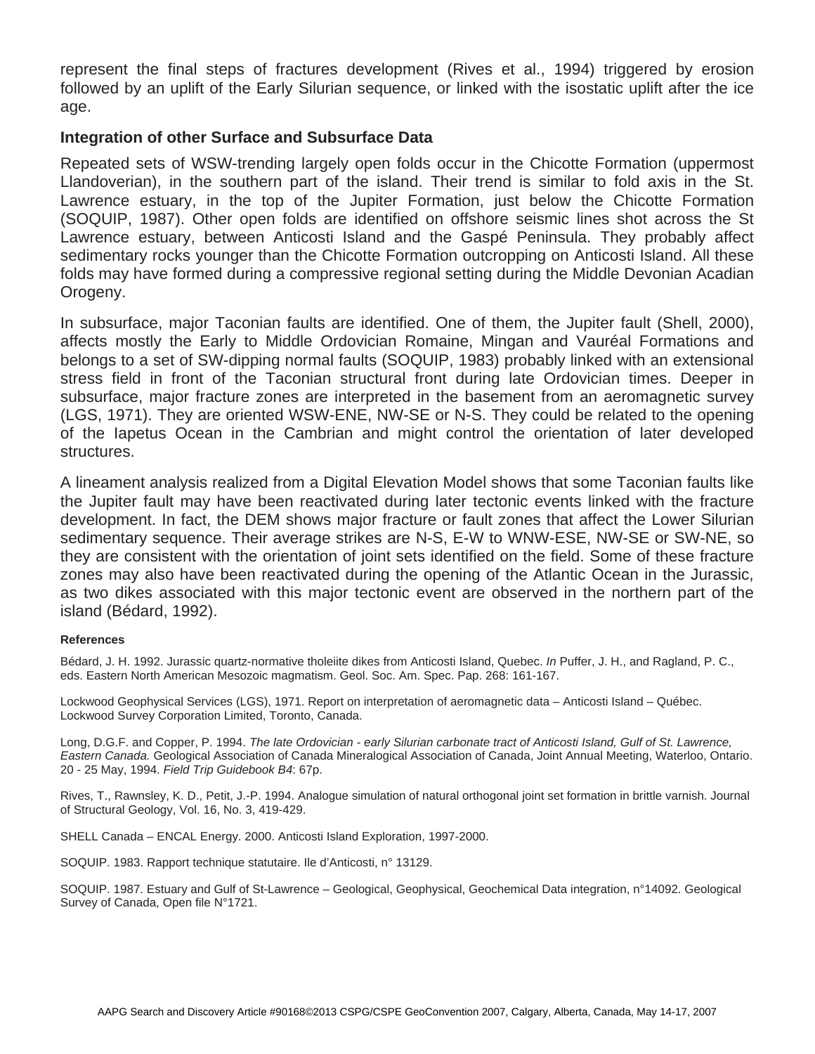represent the final steps of fractures development (Rives et al., 1994) triggered by erosion followed by an uplift of the Early Silurian sequence, or linked with the isostatic uplift after the ice age.

### Integration of other Surface and Subsurface Data

Repeated sets of WSW-trending largely open folds occur in the Chicotte Formation (uppermost Llandoverian), in the southern part of the island. Their trend is similar to fold axis in the St. Lawrence estuary, in the top of the Jupiter Formation, just below the Chicotte Formation (SOQUIP, 1987). Other open folds are identified on offshore seismic lines shot across the St Lawrence estuary, between Anticosti Island and the Gaspé Peninsula. They probably affect sedimentary rocks younger than the Chicotte Formation outcropping on Anticosti Island. All these folds may have formed during a compressive regional setting during the Middle Devonian Acadian Orogeny.

In subsurface, major Taconian faults are identified. One of them, the Jupiter fault (Shell, 2000), affects mostly the Early to Middle Ordovician Romaine, Mingan and Vauréal Formations and belongs to a set of SW-dipping normal faults (SOQUIP, 1983) probably linked with an extensional stress field in front of the Taconian structural front during late Ordovician times. Deeper in subsurface, major fracture zones are interpreted in the basement from an aeromagnetic survey (LGS, 1971). They are oriented WSW-ENE, NW-SE or N-S. They could be related to the opening of the Iapetus Ocean in the Cambrian and might control the orientation of later developed structures.

A lineament analysis realized from a Digital Elevation Model shows that some Taconian faults like the Jupiter fault may have been reactivated during later tectonic events linked with the fracture development. In fact, the DEM shows major fracture or fault zones that affect the Lower Silurian sedimentary sequence. Their average strikes are N-S, E-W to WNW-ESE, NW-SE or SW-NE, so they are consistent with the orientation of joint sets identified on the field. Some of these fracture zones may also have been reactivated during the opening of the Atlantic Ocean in the Jurassic, as two dikes associated with this major tectonic event are observed in the northern part of the island (Bédard, 1992).

#### References

Bédard, J. H. 1992. Jurassic quartz-normative tholeiite dikes from Anticosti Island, Quebec. *In* Puffer, J. H., and Ragland, P. C., eds. Eastern North American Mesozoic magmatism. Geol. Soc. Am. Spec. Pap. 268: 161-167.

Lockwood Geophysical Services (LGS), 1971. Report on interpretation of aeromagnetic data – Anticosti Island – Québec. Lockwood Survey Corporation Limited, Toronto, Canada.

Long, D.G.F. and Copper, P. 1994. *The late Ordovician - early Silurian carbonate tract of Anticosti Island, Gulf of St. Lawrence, Eastern Canada.* Geological Association of Canada Mineralogical Association of Canada, Joint Annual Meeting, Waterloo, Ontario. 20 - 25 May, 1994. *Field Trip Guidebook B4*: 67p.

Rives, T., Rawnsley, K. D., Petit, J.-P. 1994. Analogue simulation of natural orthogonal joint set formation in brittle varnish. Journal of Structural Geology, Vol. 16, No. 3, 419-429.

SHELL Canada – ENCAL Energy. 2000. Anticosti Island Exploration, 1997-2000.

SOQUIP. 1983. Rapport technique statutaire. Ile d'Anticosti, n° 13129.

SOQUIP. 1987. Estuary and Gulf of St-Lawrence – Geological, Geophysical, Geochemical Data integration, n°14092. Geological Survey of Canada, Open file N°1721.